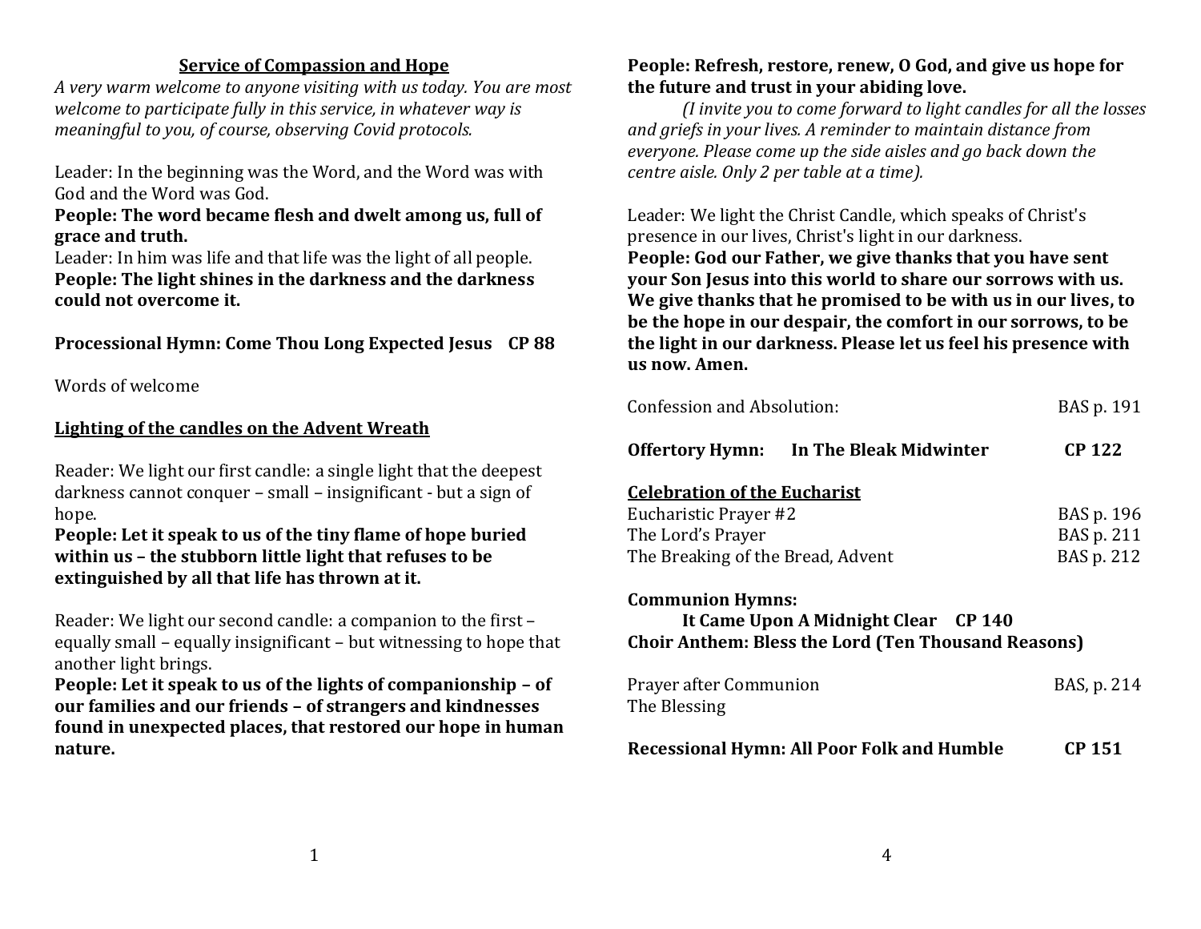## Service of Compassion and Hope

*A very warm welcome to anyone visiting with us today. You are most welcome to participate fully in this service, in whatever way is meaningful to you, of course, observing Covid protocols.*

Leader: In the beginning was the Word, and the Word was with God and the Word was God.

**People: The word became flesh and dwelt among us, full of grace and truth.**

Leader: In him was life and that life was the light of all people.

**People: The light shines in the darkness and the darkness could not overcome it.**

**Processional Hymn: Come Thou Long Expected Jesus CP 88**

Words of welcome

### Lighting of the candles on the Advent Wreath

Reader: We light our first candle: a single light that the deepest darkness cannot conquer – small – insignificant - but a sign of hope.

**People: Let it speak to us of the tiny flame of hope buried within us – the stubborn little light that refuses to be extinguished by all that life has thrown at it.**

Reader: We light our second candle: a companion to the first – equally small – equally insignificant – but witnessing to hope that another light brings.

**People: Let it speak to us of the lights of companionship – of our families and our friends – of strangers and kindnesses found in unexpected places, that restored our hope in human nature.**

**People: Refresh, restore, renew, O God, and give us hope for the future and trust in your abiding love.**

*(I invite you to come forward to light candles for all the losses and griefs in your lives. A reminder to maintain distance from everyone. Please come up the side aisles and go back down the centre aisle. Only 2 per table at a time).*

Leader: We light the Christ Candle, which speaks of Christ's presence in our lives, Christ's light in our darkness.

**People: God our Father, we give thanks that you have sent your Son Jesus into this world to share our sorrows with us. We give thanks that he promised to be with us in our lives, to be the hope in our despair, the comfort in our sorrows, to be the light in our darkness. Please let us feel his presence with us now. Amen.**

Confession and Absolution: BAS p. 191

**Offertory Hymn: In The Bleak Midwinter CP 122**

### Celebration of the Eucharist

Eucharistic Prayer #2 BAS p. 196

The Lord's Prayer BAS p. 211

The Breaking of the Bread, Advent BAS p. 212

**Communion Hymns:**

**It Came Upon A Midnight Clear CP 140**

**Choir Anthem: Bless the Lord (Ten Thousand Reasons)**

Prayer after Communion BAS, p. 214

The Blessing

**Recessional Hymn: All Poor Folk and Humble CP 151**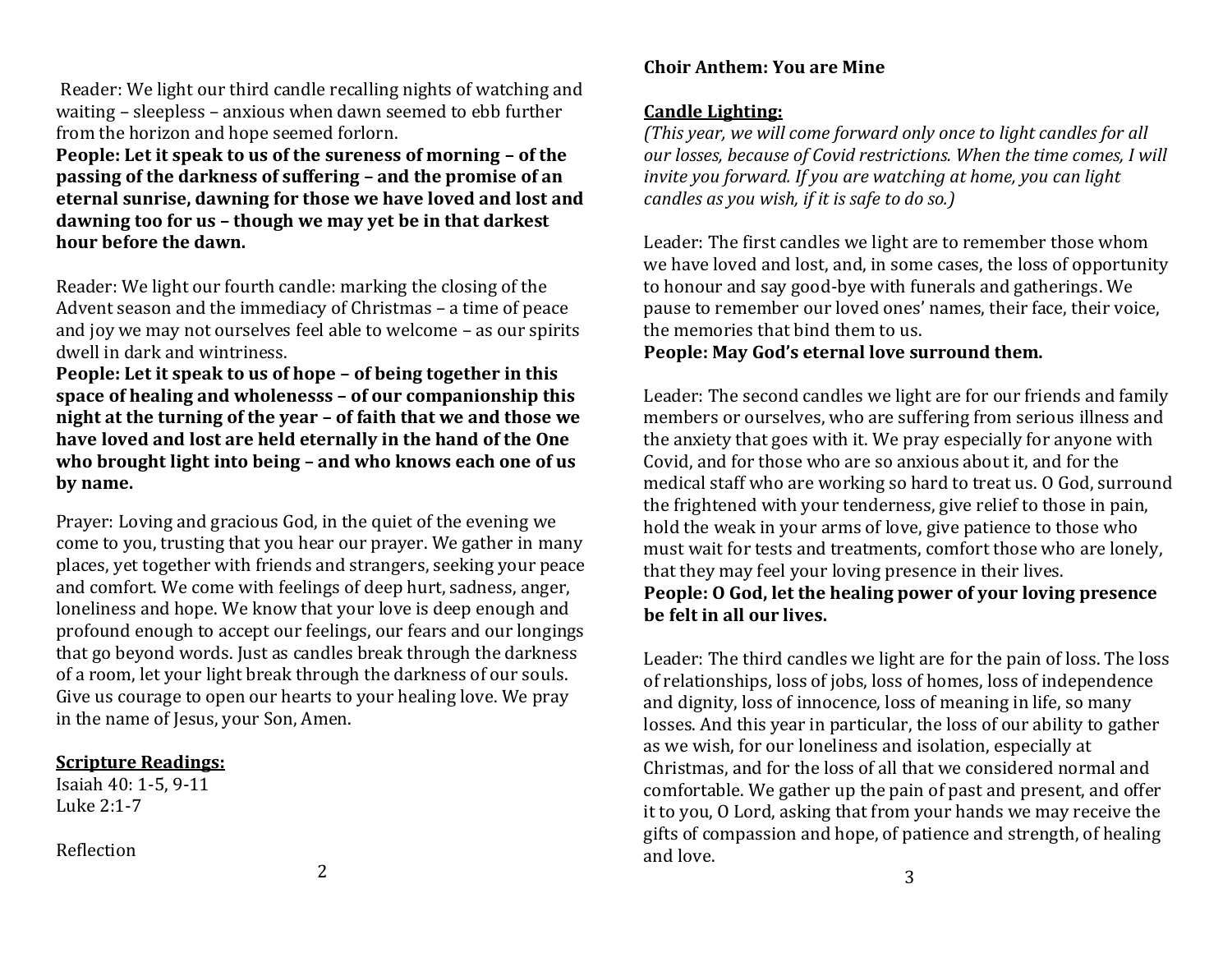Reader: We light our third candle recalling nights of watching and waiting – sleepless – anxious when dawn seemed to ebb further from the horizon and hope seemed forlorn.

**People: Let it speak to us of the sureness of morning – of the passing of the darkness of suffering – and the promise of an eternal sunrise, dawning for those we have loved and lost and dawning too for us – though we may yet be in that darkest hour before the dawn.**

Reader: We light our fourth candle: marking the closing of the Advent season and the immediacy of Christmas – a time of peace and joy we may not ourselves feel able to welcome – as our spirits dwell in dark and wintriness.

**People: Let it speak to us of hope – of being together in this space of healing and wholenesss – of our companionship this night at the turning of the year – of faith that we and those we have loved and lost are held eternally in the hand of the One who brought light into being – and who knows each one of us by name.**

Prayer: Loving and gracious God, in the quiet of the evening we come to you, trusting that you hear our prayer. We gather in many places, yet together with friends and strangers, seeking your peace and comfort. We come with feelings of deep hurt, sadness, anger, loneliness and hope. We know that your love is deep enough and profound enough to accept our feelings, our fears and our longings that go beyond words. Just as candles break through the darkness of a room, let your light break through the darkness of our souls. Give us courage to open our hearts to your healing love. We pray in the name of Jesus, your Son, Amen.

**Scripture Readings:**

Isaiah 40: 1-5, 9-11
Luke 2:1-7

Reflection

**Choir Anthem: You are Mine**

**Candle Lighting:**

*(This year, we will come forward only once to light candles for all our losses, because of Covid restrictions. When the time comes, I will invite you forward. If you are watching at home, you can light candles as you wish, if it is safe to do so.)*

Leader: The first candles we light are to remember those whom we have loved and lost, and, in some cases, the loss of opportunity to honour and say good-bye with funerals and gatherings. We pause to remember our loved ones' names, their face, their voice, the memories that bind them to us.

**People: May God's eternal love surround them.**

Leader: The second candles we light are for our friends and family members or ourselves, who are suffering from serious illness and the anxiety that goes with it. We pray especially for anyone with Covid, and for those who are so anxious about it, and for the medical staff who are working so hard to treat us. O God, surround the frightened with your tenderness, give relief to those in pain, hold the weak in your arms of love, give patience to those who must wait for tests and treatments, comfort those who are lonely, that they may feel your loving presence in their lives.

**People: O God, let the healing power of your loving presence be felt in all our lives.**

Leader: The third candles we light are for the pain of loss. The loss of relationships, loss of jobs, loss of homes, loss of independence and dignity, loss of innocence, loss of meaning in life, so many losses. And this year in particular, the loss of our ability to gather as we wish, for our loneliness and isolation, especially at Christmas, and for the loss of all that we considered normal and comfortable. We gather up the pain of past and present, and offer it to you, O Lord, asking that from your hands we may receive the gifts of compassion and hope, of patience and strength, of healing and love.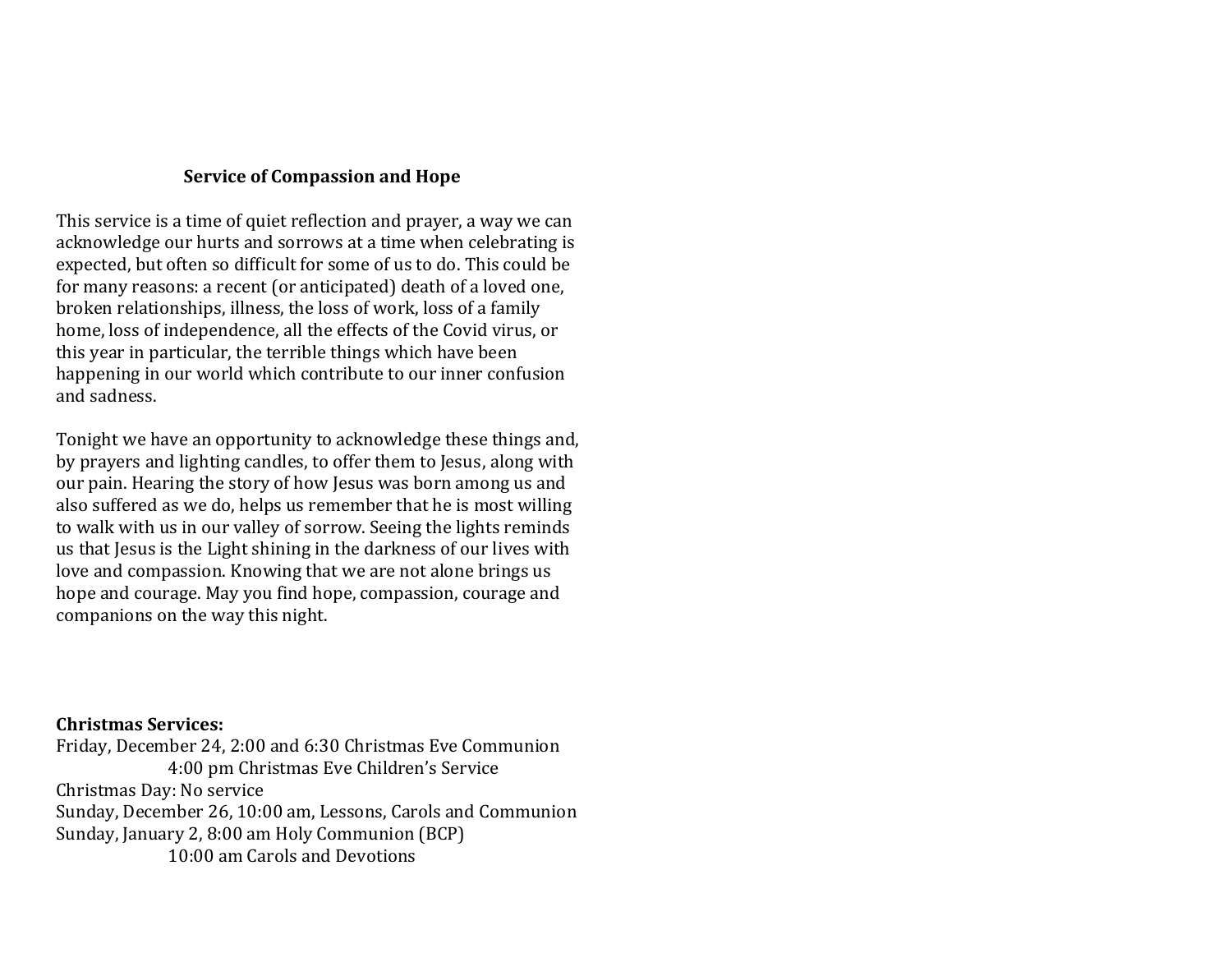**Service of Compassion and Hope**

This service is a time of quiet reflection and prayer, a way we can acknowledge our hurts and sorrows at a time when celebrating is expected, but often so difficult for some of us to do. This could be for many reasons: a recent (or anticipated) death of a loved one, broken relationships, illness, the loss of work, loss of a family home, loss of independence, all the effects of the Covid virus, or this year in particular, the terrible things which have been happening in our world which contribute to our inner confusion and sadness.

Tonight we have an opportunity to acknowledge these things and, by prayers and lighting candles, to offer them to Jesus, along with our pain. Hearing the story of how Jesus was born among us and also suffered as we do, helps us remember that he is most willing to walk with us in our valley of sorrow. Seeing the lights reminds us that Jesus is the Light shining in the darkness of our lives with love and compassion. Knowing that we are not alone brings us hope and courage. May you find hope, compassion, courage and companions on the way this night.

**Christmas Services:**

Friday, December 24, 2:00 and 6:30 Christmas Eve Communion
4:00 pm Christmas Eve Children's Service
Christmas Day: No service
Sunday, December 26, 10:00 am, Lessons, Carols and Communion
Sunday, January 2, 8:00 am Holy Communion (BCP)
10:00 am Carols and Devotions